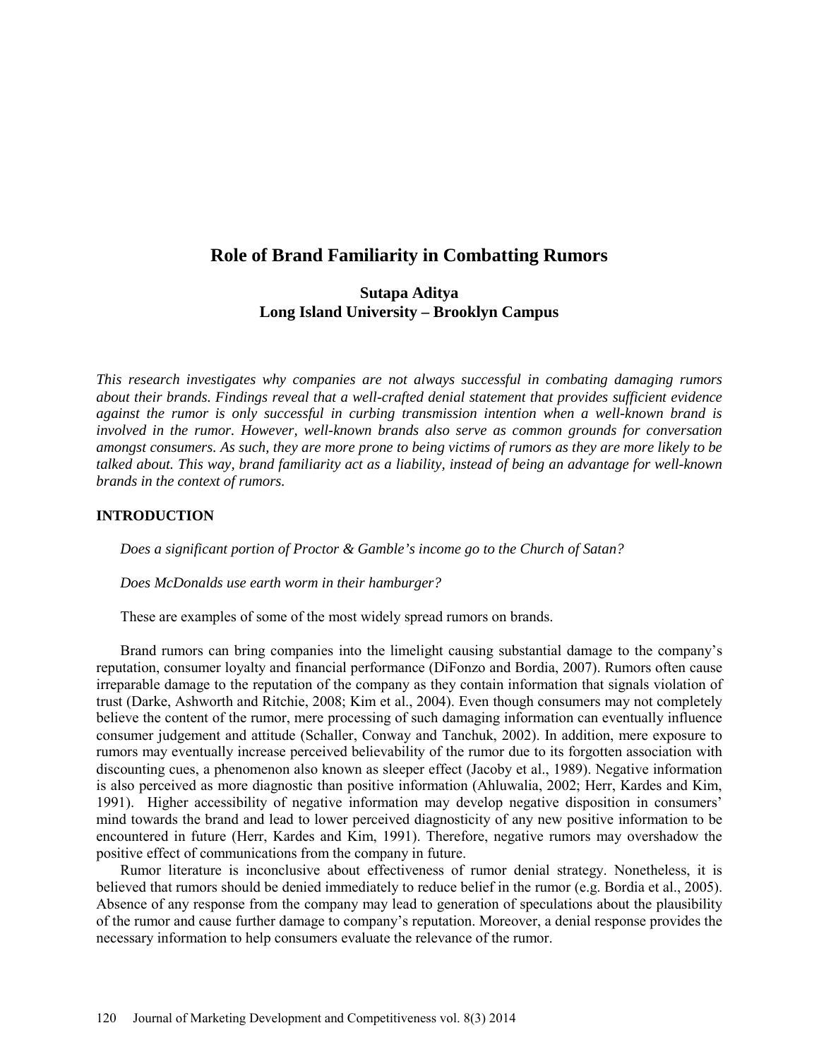# Role of Brand Familiarity in Combatting Rumors

**Sutapa Aditya**
**Long Island University – Brooklyn Campus**

*This research investigates why companies are not always successful in combating damaging rumors about their brands. Findings reveal that a well-crafted denial statement that provides sufficient evidence against the rumor is only successful in curbing transmission intention when a well-known brand is involved in the rumor. However, well-known brands also serve as common grounds for conversation amongst consumers. As such, they are more prone to being victims of rumors as they are more likely to be talked about. This way, brand familiarity act as a liability, instead of being an advantage for well-known brands in the context of rumors.*

## INTRODUCTION

*Does a significant portion of Proctor & Gamble's income go to the Church of Satan?*

*Does McDonalds use earth worm in their hamburger?*

These are examples of some of the most widely spread rumors on brands.

Brand rumors can bring companies into the limelight causing substantial damage to the company's reputation, consumer loyalty and financial performance (DiFonzo and Bordia, 2007). Rumors often cause irreparable damage to the reputation of the company as they contain information that signals violation of trust (Darke, Ashworth and Ritchie, 2008; Kim et al., 2004). Even though consumers may not completely believe the content of the rumor, mere processing of such damaging information can eventually influence consumer judgement and attitude (Schaller, Conway and Tanchuk, 2002). In addition, mere exposure to rumors may eventually increase perceived believability of the rumor due to its forgotten association with discounting cues, a phenomenon also known as sleeper effect (Jacoby et al., 1989). Negative information is also perceived as more diagnostic than positive information (Ahluwalia, 2002; Herr, Kardes and Kim, 1991). Higher accessibility of negative information may develop negative disposition in consumers' mind towards the brand and lead to lower perceived diagnosticity of any new positive information to be encountered in future (Herr, Kardes and Kim, 1991). Therefore, negative rumors may overshadow the positive effect of communications from the company in future.

Rumor literature is inconclusive about effectiveness of rumor denial strategy. Nonetheless, it is believed that rumors should be denied immediately to reduce belief in the rumor (e.g. Bordia et al., 2005). Absence of any response from the company may lead to generation of speculations about the plausibility of the rumor and cause further damage to company's reputation. Moreover, a denial response provides the necessary information to help consumers evaluate the relevance of the rumor.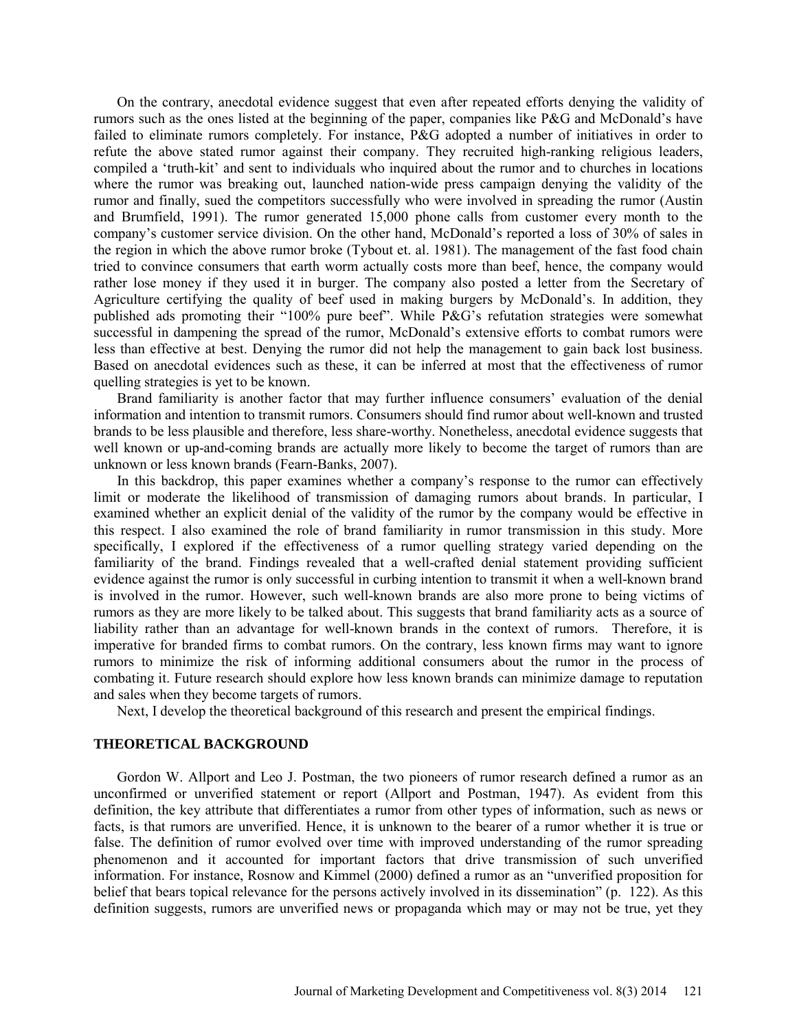On the contrary, anecdotal evidence suggest that even after repeated efforts denying the validity of rumors such as the ones listed at the beginning of the paper, companies like P&G and McDonald's have failed to eliminate rumors completely. For instance, P&G adopted a number of initiatives in order to refute the above stated rumor against their company. They recruited high-ranking religious leaders, compiled a 'truth-kit' and sent to individuals who inquired about the rumor and to churches in locations where the rumor was breaking out, launched nation-wide press campaign denying the validity of the rumor and finally, sued the competitors successfully who were involved in spreading the rumor (Austin and Brumfield, 1991). The rumor generated 15,000 phone calls from customer every month to the company's customer service division. On the other hand, McDonald's reported a loss of 30% of sales in the region in which the above rumor broke (Tybout et. al. 1981). The management of the fast food chain tried to convince consumers that earth worm actually costs more than beef, hence, the company would rather lose money if they used it in burger. The company also posted a letter from the Secretary of Agriculture certifying the quality of beef used in making burgers by McDonald's. In addition, they published ads promoting their "100% pure beef". While P&G's refutation strategies were somewhat successful in dampening the spread of the rumor, McDonald's extensive efforts to combat rumors were less than effective at best. Denying the rumor did not help the management to gain back lost business. Based on anecdotal evidences such as these, it can be inferred at most that the effectiveness of rumor quelling strategies is yet to be known.

Brand familiarity is another factor that may further influence consumers' evaluation of the denial information and intention to transmit rumors. Consumers should find rumor about well-known and trusted brands to be less plausible and therefore, less share-worthy. Nonetheless, anecdotal evidence suggests that well known or up-and-coming brands are actually more likely to become the target of rumors than are unknown or less known brands (Fearn-Banks, 2007).

In this backdrop, this paper examines whether a company's response to the rumor can effectively limit or moderate the likelihood of transmission of damaging rumors about brands. In particular, I examined whether an explicit denial of the validity of the rumor by the company would be effective in this respect. I also examined the role of brand familiarity in rumor transmission in this study. More specifically, I explored if the effectiveness of a rumor quelling strategy varied depending on the familiarity of the brand. Findings revealed that a well-crafted denial statement providing sufficient evidence against the rumor is only successful in curbing intention to transmit it when a well-known brand is involved in the rumor. However, such well-known brands are also more prone to being victims of rumors as they are more likely to be talked about. This suggests that brand familiarity acts as a source of liability rather than an advantage for well-known brands in the context of rumors. Therefore, it is imperative for branded firms to combat rumors. On the contrary, less known firms may want to ignore rumors to minimize the risk of informing additional consumers about the rumor in the process of combating it. Future research should explore how less known brands can minimize damage to reputation and sales when they become targets of rumors.

Next, I develop the theoretical background of this research and present the empirical findings.

## THEORETICAL BACKGROUND

Gordon W. Allport and Leo J. Postman, the two pioneers of rumor research defined a rumor as an unconfirmed or unverified statement or report (Allport and Postman, 1947). As evident from this definition, the key attribute that differentiates a rumor from other types of information, such as news or facts, is that rumors are unverified. Hence, it is unknown to the bearer of a rumor whether it is true or false. The definition of rumor evolved over time with improved understanding of the rumor spreading phenomenon and it accounted for important factors that drive transmission of such unverified information. For instance, Rosnow and Kimmel (2000) defined a rumor as an "unverified proposition for belief that bears topical relevance for the persons actively involved in its dissemination" (p. 122). As this definition suggests, rumors are unverified news or propaganda which may or may not be true, yet they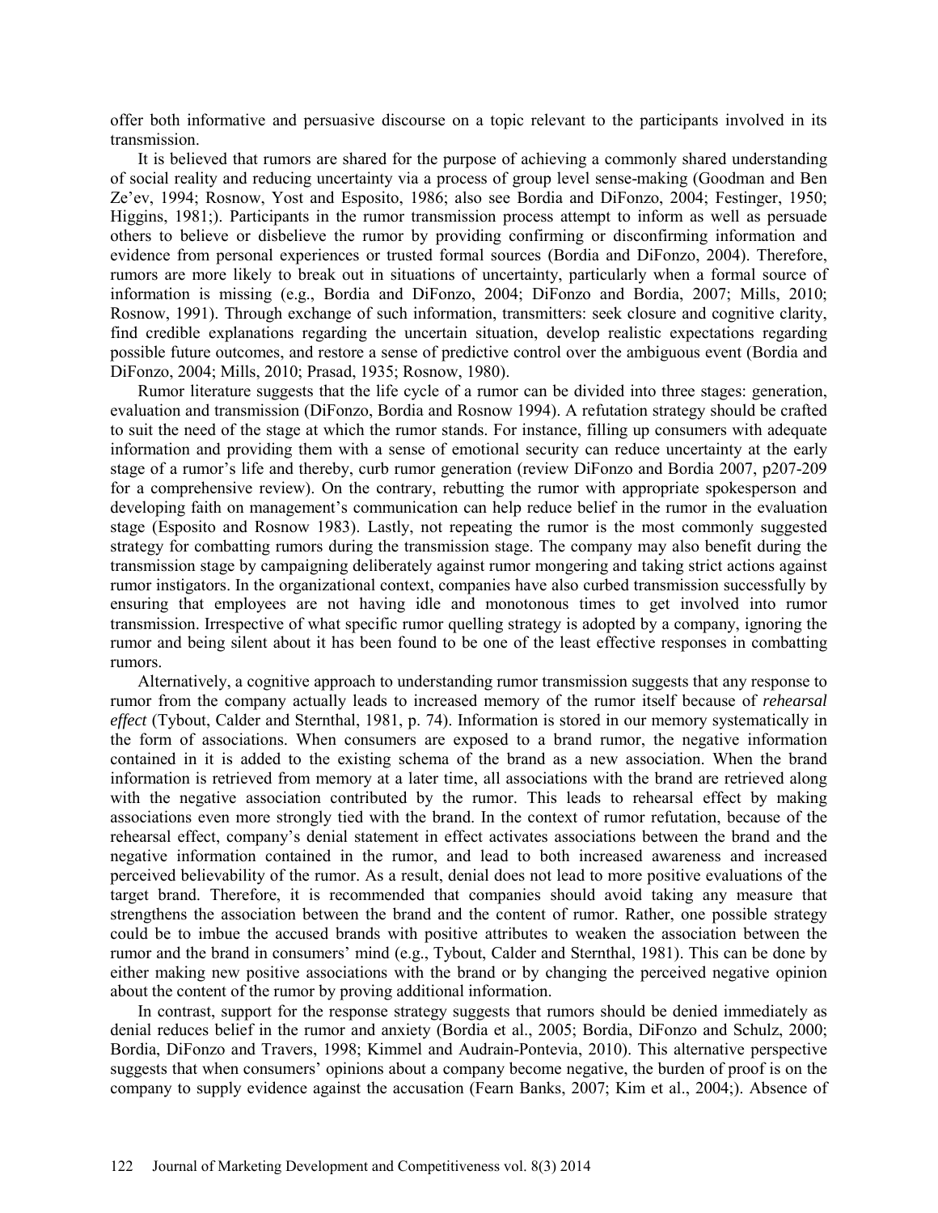offer both informative and persuasive discourse on a topic relevant to the participants involved in its transmission.

It is believed that rumors are shared for the purpose of achieving a commonly shared understanding of social reality and reducing uncertainty via a process of group level sense-making (Goodman and Ben Ze'ev, 1994; Rosnow, Yost and Esposito, 1986; also see Bordia and DiFonzo, 2004; Festinger, 1950; Higgins, 1981;). Participants in the rumor transmission process attempt to inform as well as persuade others to believe or disbelieve the rumor by providing confirming or disconfirming information and evidence from personal experiences or trusted formal sources (Bordia and DiFonzo, 2004). Therefore, rumors are more likely to break out in situations of uncertainty, particularly when a formal source of information is missing (e.g., Bordia and DiFonzo, 2004; DiFonzo and Bordia, 2007; Mills, 2010; Rosnow, 1991). Through exchange of such information, transmitters: seek closure and cognitive clarity, find credible explanations regarding the uncertain situation, develop realistic expectations regarding possible future outcomes, and restore a sense of predictive control over the ambiguous event (Bordia and DiFonzo, 2004; Mills, 2010; Prasad, 1935; Rosnow, 1980).

Rumor literature suggests that the life cycle of a rumor can be divided into three stages: generation, evaluation and transmission (DiFonzo, Bordia and Rosnow 1994). A refutation strategy should be crafted to suit the need of the stage at which the rumor stands. For instance, filling up consumers with adequate information and providing them with a sense of emotional security can reduce uncertainty at the early stage of a rumor's life and thereby, curb rumor generation (review DiFonzo and Bordia 2007, p207-209 for a comprehensive review). On the contrary, rebutting the rumor with appropriate spokesperson and developing faith on management's communication can help reduce belief in the rumor in the evaluation stage (Esposito and Rosnow 1983). Lastly, not repeating the rumor is the most commonly suggested strategy for combatting rumors during the transmission stage. The company may also benefit during the transmission stage by campaigning deliberately against rumor mongering and taking strict actions against rumor instigators. In the organizational context, companies have also curbed transmission successfully by ensuring that employees are not having idle and monotonous times to get involved into rumor transmission. Irrespective of what specific rumor quelling strategy is adopted by a company, ignoring the rumor and being silent about it has been found to be one of the least effective responses in combatting rumors.

Alternatively, a cognitive approach to understanding rumor transmission suggests that any response to rumor from the company actually leads to increased memory of the rumor itself because of *rehearsal effect* (Tybout, Calder and Sternthal, 1981, p. 74). Information is stored in our memory systematically in the form of associations. When consumers are exposed to a brand rumor, the negative information contained in it is added to the existing schema of the brand as a new association. When the brand information is retrieved from memory at a later time, all associations with the brand are retrieved along with the negative association contributed by the rumor. This leads to rehearsal effect by making associations even more strongly tied with the brand. In the context of rumor refutation, because of the rehearsal effect, company's denial statement in effect activates associations between the brand and the negative information contained in the rumor, and lead to both increased awareness and increased perceived believability of the rumor. As a result, denial does not lead to more positive evaluations of the target brand. Therefore, it is recommended that companies should avoid taking any measure that strengthens the association between the brand and the content of rumor. Rather, one possible strategy could be to imbue the accused brands with positive attributes to weaken the association between the rumor and the brand in consumers' mind (e.g., Tybout, Calder and Sternthal, 1981). This can be done by either making new positive associations with the brand or by changing the perceived negative opinion about the content of the rumor by proving additional information.

In contrast, support for the response strategy suggests that rumors should be denied immediately as denial reduces belief in the rumor and anxiety (Bordia et al., 2005; Bordia, DiFonzo and Schulz, 2000; Bordia, DiFonzo and Travers, 1998; Kimmel and Audrain-Pontevia, 2010). This alternative perspective suggests that when consumers' opinions about a company become negative, the burden of proof is on the company to supply evidence against the accusation (Fearn Banks, 2007; Kim et al., 2004;). Absence of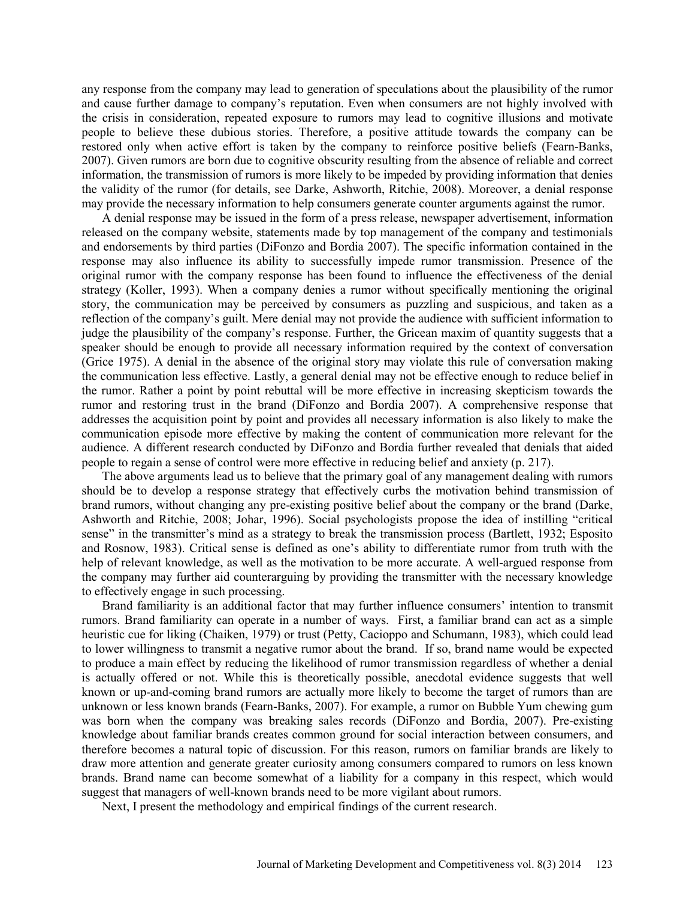any response from the company may lead to generation of speculations about the plausibility of the rumor and cause further damage to company's reputation. Even when consumers are not highly involved with the crisis in consideration, repeated exposure to rumors may lead to cognitive illusions and motivate people to believe these dubious stories. Therefore, a positive attitude towards the company can be restored only when active effort is taken by the company to reinforce positive beliefs (Fearn-Banks, 2007). Given rumors are born due to cognitive obscurity resulting from the absence of reliable and correct information, the transmission of rumors is more likely to be impeded by providing information that denies the validity of the rumor (for details, see Darke, Ashworth, Ritchie, 2008). Moreover, a denial response may provide the necessary information to help consumers generate counter arguments against the rumor.

A denial response may be issued in the form of a press release, newspaper advertisement, information released on the company website, statements made by top management of the company and testimonials and endorsements by third parties (DiFonzo and Bordia 2007). The specific information contained in the response may also influence its ability to successfully impede rumor transmission. Presence of the original rumor with the company response has been found to influence the effectiveness of the denial strategy (Koller, 1993). When a company denies a rumor without specifically mentioning the original story, the communication may be perceived by consumers as puzzling and suspicious, and taken as a reflection of the company's guilt. Mere denial may not provide the audience with sufficient information to judge the plausibility of the company's response. Further, the Gricean maxim of quantity suggests that a speaker should be enough to provide all necessary information required by the context of conversation (Grice 1975). A denial in the absence of the original story may violate this rule of conversation making the communication less effective. Lastly, a general denial may not be effective enough to reduce belief in the rumor. Rather a point by point rebuttal will be more effective in increasing skepticism towards the rumor and restoring trust in the brand (DiFonzo and Bordia 2007). A comprehensive response that addresses the acquisition point by point and provides all necessary information is also likely to make the communication episode more effective by making the content of communication more relevant for the audience. A different research conducted by DiFonzo and Bordia further revealed that denials that aided people to regain a sense of control were more effective in reducing belief and anxiety (p. 217).

The above arguments lead us to believe that the primary goal of any management dealing with rumors should be to develop a response strategy that effectively curbs the motivation behind transmission of brand rumors, without changing any pre-existing positive belief about the company or the brand (Darke, Ashworth and Ritchie, 2008; Johar, 1996). Social psychologists propose the idea of instilling "critical sense" in the transmitter's mind as a strategy to break the transmission process (Bartlett, 1932; Esposito and Rosnow, 1983). Critical sense is defined as one's ability to differentiate rumor from truth with the help of relevant knowledge, as well as the motivation to be more accurate. A well-argued response from the company may further aid counterarguing by providing the transmitter with the necessary knowledge to effectively engage in such processing.

Brand familiarity is an additional factor that may further influence consumers' intention to transmit rumors. Brand familiarity can operate in a number of ways. First, a familiar brand can act as a simple heuristic cue for liking (Chaiken, 1979) or trust (Petty, Cacioppo and Schumann, 1983), which could lead to lower willingness to transmit a negative rumor about the brand. If so, brand name would be expected to produce a main effect by reducing the likelihood of rumor transmission regardless of whether a denial is actually offered or not. While this is theoretically possible, anecdotal evidence suggests that well known or up-and-coming brand rumors are actually more likely to become the target of rumors than are unknown or less known brands (Fearn-Banks, 2007). For example, a rumor on Bubble Yum chewing gum was born when the company was breaking sales records (DiFonzo and Bordia, 2007). Pre-existing knowledge about familiar brands creates common ground for social interaction between consumers, and therefore becomes a natural topic of discussion. For this reason, rumors on familiar brands are likely to draw more attention and generate greater curiosity among consumers compared to rumors on less known brands. Brand name can become somewhat of a liability for a company in this respect, which would suggest that managers of well-known brands need to be more vigilant about rumors.

Next, I present the methodology and empirical findings of the current research.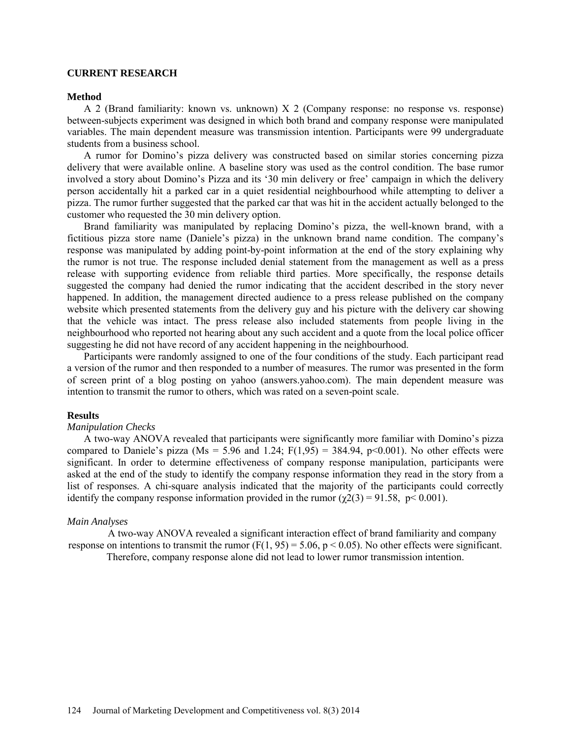## CURRENT RESEARCH

### Method

A 2 (Brand familiarity: known vs. unknown) X 2 (Company response: no response vs. response) between-subjects experiment was designed in which both brand and company response were manipulated variables. The main dependent measure was transmission intention. Participants were 99 undergraduate students from a business school.

A rumor for Domino's pizza delivery was constructed based on similar stories concerning pizza delivery that were available online. A baseline story was used as the control condition. The base rumor involved a story about Domino's Pizza and its '30 min delivery or free' campaign in which the delivery person accidentally hit a parked car in a quiet residential neighbourhood while attempting to deliver a pizza. The rumor further suggested that the parked car that was hit in the accident actually belonged to the customer who requested the 30 min delivery option.

Brand familiarity was manipulated by replacing Domino's pizza, the well-known brand, with a fictitious pizza store name (Daniele's pizza) in the unknown brand name condition. The company's response was manipulated by adding point-by-point information at the end of the story explaining why the rumor is not true. The response included denial statement from the management as well as a press release with supporting evidence from reliable third parties. More specifically, the response details suggested the company had denied the rumor indicating that the accident described in the story never happened. In addition, the management directed audience to a press release published on the company website which presented statements from the delivery guy and his picture with the delivery car showing that the vehicle was intact. The press release also included statements from people living in the neighbourhood who reported not hearing about any such accident and a quote from the local police officer suggesting he did not have record of any accident happening in the neighbourhood.

Participants were randomly assigned to one of the four conditions of the study. Each participant read a version of the rumor and then responded to a number of measures. The rumor was presented in the form of screen print of a blog posting on yahoo (answers.yahoo.com). The main dependent measure was intention to transmit the rumor to others, which was rated on a seven-point scale.

### Results

*Manipulation Checks*

A two-way ANOVA revealed that participants were significantly more familiar with Domino's pizza compared to Daniele's pizza (Ms = 5.96 and 1.24; $F(1,95) = 384.94$, $p<0.001$). No other effects were significant. In order to determine effectiveness of company response manipulation, participants were asked at the end of the study to identify the company response information they read in the story from a list of responses. A chi-square analysis indicated that the majority of the participants could correctly identify the company response information provided in the rumor ($\chi2(3) = 91.58$, $p< 0.001$).

*Main Analyses*

A two-way ANOVA revealed a significant interaction effect of brand familiarity and company response on intentions to transmit the rumor ($F(1, 95) = 5.06$, $p < 0.05$). No other effects were significant. Therefore, company response alone did not lead to lower rumor transmission intention.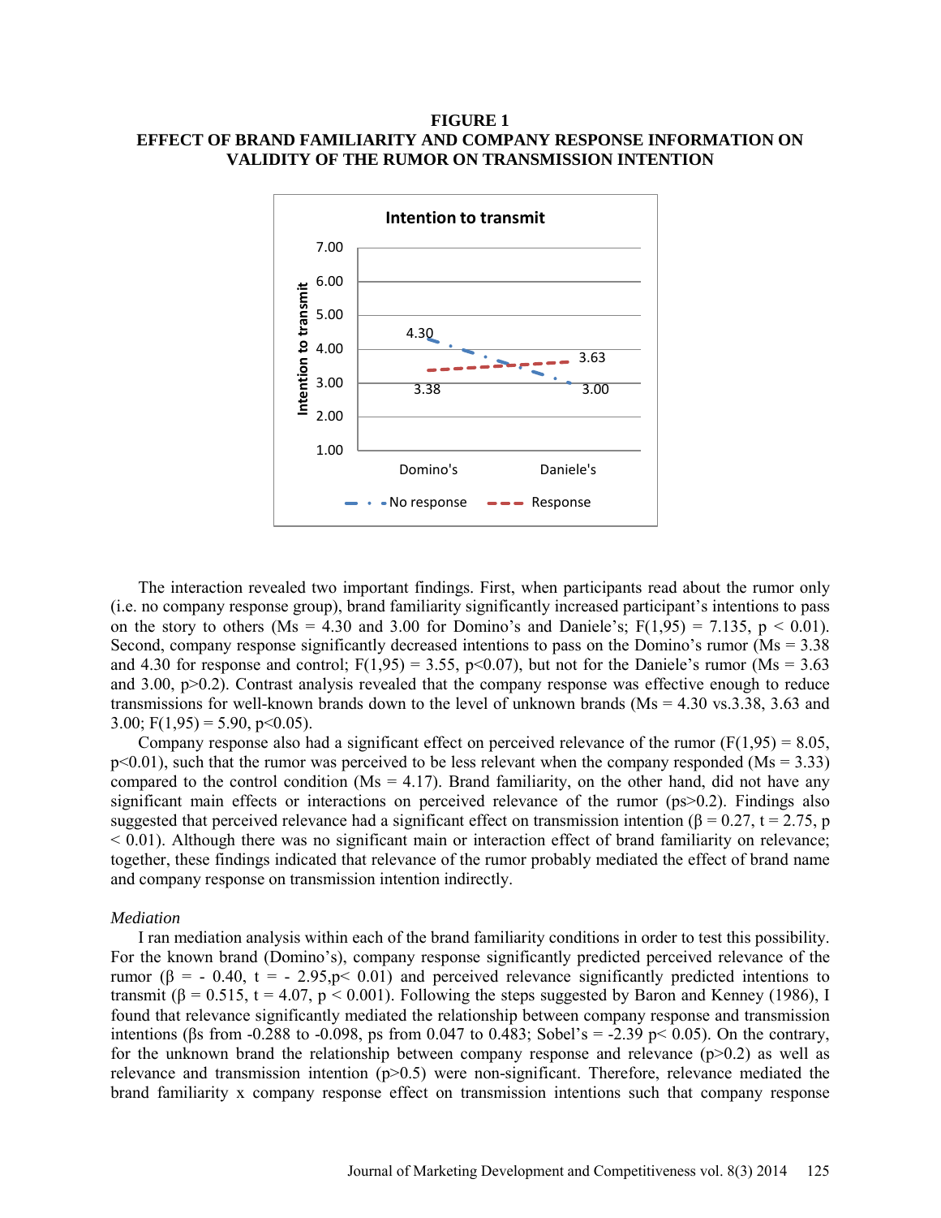**FIGURE 1**
**EFFECT OF BRAND FAMILIARITY AND COMPANY RESPONSE INFORMATION ON VALIDITY OF THE RUMOR ON TRANSMISSION INTENTION**

The interaction revealed two important findings. First, when participants read about the rumor only (i.e. no company response group), brand familiarity significantly increased participant's intentions to pass on the story to others (Ms = 4.30 and 3.00 for Domino's and Daniele's; $F(1,95) = 7.135$, $p < 0.01$). Second, company response significantly decreased intentions to pass on the Domino's rumor (Ms = 3.38 and 4.30 for response and control; $F(1,95) = 3.55$, $p<0.07$), but not for the Daniele's rumor (Ms = 3.63 and 3.00, $p>0.2$). Contrast analysis revealed that the company response was effective enough to reduce transmissions for well-known brands down to the level of unknown brands (Ms = 4.30 vs.3.38, 3.63 and 3.00; $F(1,95) = 5.90$, $p<0.05$).

Company response also had a significant effect on perceived relevance of the rumor ($F(1,95) = 8.05$, $p<0.01$), such that the rumor was perceived to be less relevant when the company responded (Ms = 3.33) compared to the control condition (Ms = 4.17). Brand familiarity, on the other hand, did not have any significant main effects or interactions on perceived relevance of the rumor (ps>0.2). Findings also suggested that perceived relevance had a significant effect on transmission intention ($\beta = 0.27$, $t = 2.75$, $p < 0.01$). Although there was no significant main or interaction effect of brand familiarity on relevance; together, these findings indicated that relevance of the rumor probably mediated the effect of brand name and company response on transmission intention indirectly.

*Mediation*

I ran mediation analysis within each of the brand familiarity conditions in order to test this possibility. For the known brand (Domino's), company response significantly predicted perceived relevance of the rumor ($\beta = -0.40$, $t = -2.95$, $p< 0.01$) and perceived relevance significantly predicted intentions to transmit ($\beta = 0.515$, $t = 4.07$, $p < 0.001$). Following the steps suggested by Baron and Kenney (1986), I found that relevance significantly mediated the relationship between company response and transmission intentions (βs from -0.288 to -0.098, ps from 0.047 to 0.483; Sobel's = -2.39 $p< 0.05$). On the contrary, for the unknown brand the relationship between company response and relevance ($p>0.2$) as well as relevance and transmission intention ($p>0.5$) were non-significant. Therefore, relevance mediated the brand familiarity x company response effect on transmission intentions such that company response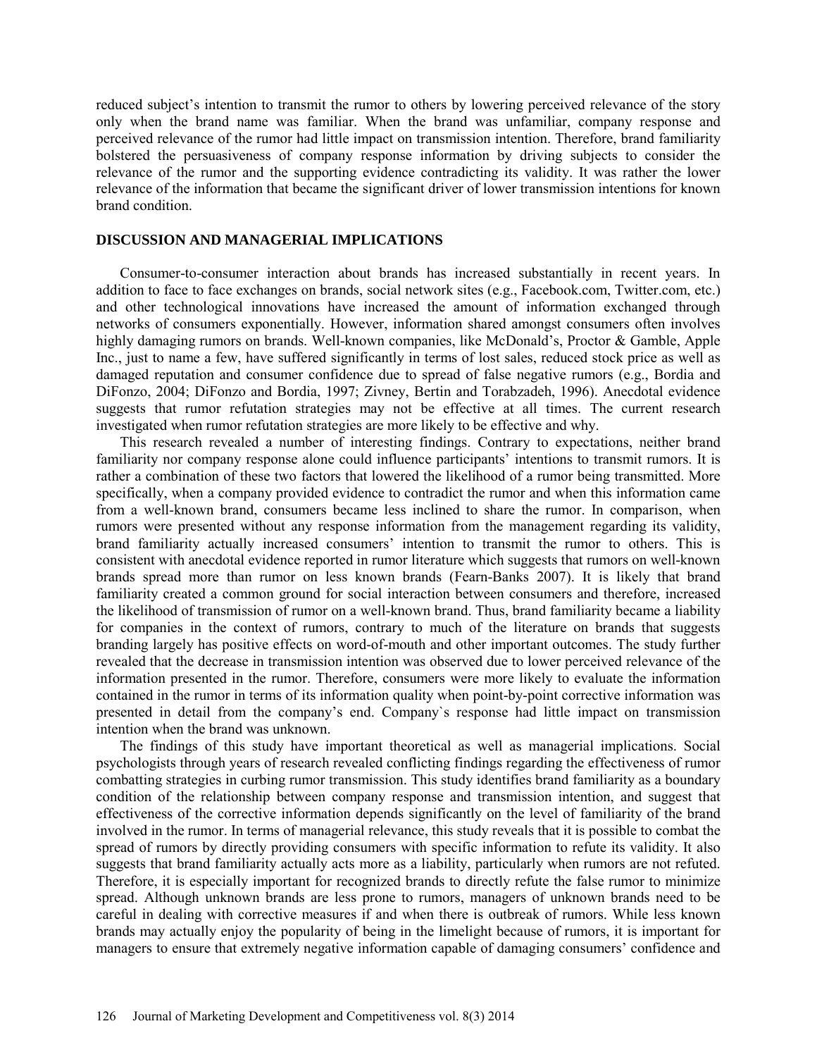reduced subject's intention to transmit the rumor to others by lowering perceived relevance of the story only when the brand name was familiar. When the brand was unfamiliar, company response and perceived relevance of the rumor had little impact on transmission intention. Therefore, brand familiarity bolstered the persuasiveness of company response information by driving subjects to consider the relevance of the rumor and the supporting evidence contradicting its validity. It was rather the lower relevance of the information that became the significant driver of lower transmission intentions for known brand condition.

## DISCUSSION AND MANAGERIAL IMPLICATIONS

Consumer-to-consumer interaction about brands has increased substantially in recent years. In addition to face to face exchanges on brands, social network sites (e.g., Facebook.com, Twitter.com, etc.) and other technological innovations have increased the amount of information exchanged through networks of consumers exponentially. However, information shared amongst consumers often involves highly damaging rumors on brands. Well-known companies, like McDonald's, Proctor & Gamble, Apple Inc., just to name a few, have suffered significantly in terms of lost sales, reduced stock price as well as damaged reputation and consumer confidence due to spread of false negative rumors (e.g., Bordia and DiFonzo, 2004; DiFonzo and Bordia, 1997; Zivney, Bertin and Torabzadeh, 1996). Anecdotal evidence suggests that rumor refutation strategies may not be effective at all times. The current research investigated when rumor refutation strategies are more likely to be effective and why.

This research revealed a number of interesting findings. Contrary to expectations, neither brand familiarity nor company response alone could influence participants' intentions to transmit rumors. It is rather a combination of these two factors that lowered the likelihood of a rumor being transmitted. More specifically, when a company provided evidence to contradict the rumor and when this information came from a well-known brand, consumers became less inclined to share the rumor. In comparison, when rumors were presented without any response information from the management regarding its validity, brand familiarity actually increased consumers' intention to transmit the rumor to others. This is consistent with anecdotal evidence reported in rumor literature which suggests that rumors on well-known brands spread more than rumor on less known brands (Fearn-Banks 2007). It is likely that brand familiarity created a common ground for social interaction between consumers and therefore, increased the likelihood of transmission of rumor on a well-known brand. Thus, brand familiarity became a liability for companies in the context of rumors, contrary to much of the literature on brands that suggests branding largely has positive effects on word-of-mouth and other important outcomes. The study further revealed that the decrease in transmission intention was observed due to lower perceived relevance of the information presented in the rumor. Therefore, consumers were more likely to evaluate the information contained in the rumor in terms of its information quality when point-by-point corrective information was presented in detail from the company's end. Company`s response had little impact on transmission intention when the brand was unknown.

The findings of this study have important theoretical as well as managerial implications. Social psychologists through years of research revealed conflicting findings regarding the effectiveness of rumor combatting strategies in curbing rumor transmission. This study identifies brand familiarity as a boundary condition of the relationship between company response and transmission intention, and suggest that effectiveness of the corrective information depends significantly on the level of familiarity of the brand involved in the rumor. In terms of managerial relevance, this study reveals that it is possible to combat the spread of rumors by directly providing consumers with specific information to refute its validity. It also suggests that brand familiarity actually acts more as a liability, particularly when rumors are not refuted. Therefore, it is especially important for recognized brands to directly refute the false rumor to minimize spread. Although unknown brands are less prone to rumors, managers of unknown brands need to be careful in dealing with corrective measures if and when there is outbreak of rumors. While less known brands may actually enjoy the popularity of being in the limelight because of rumors, it is important for managers to ensure that extremely negative information capable of damaging consumers' confidence and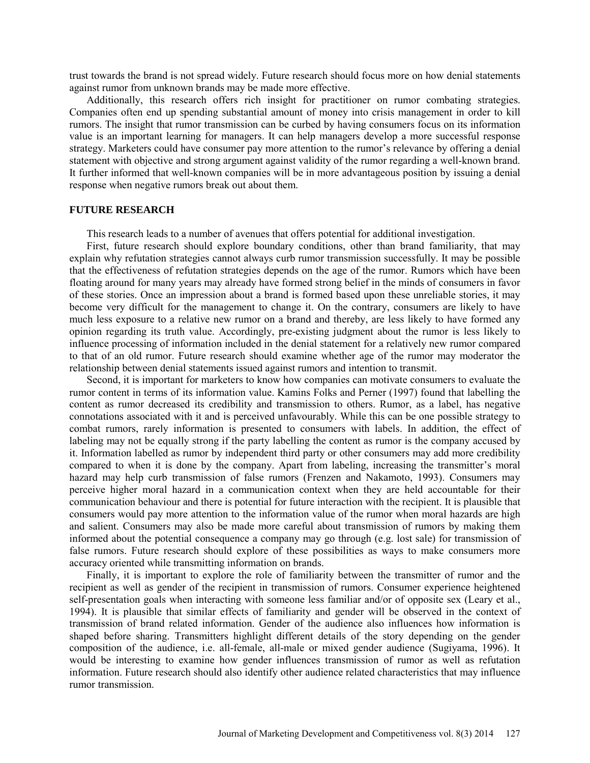trust towards the brand is not spread widely. Future research should focus more on how denial statements against rumor from unknown brands may be made more effective.

Additionally, this research offers rich insight for practitioner on rumor combating strategies. Companies often end up spending substantial amount of money into crisis management in order to kill rumors. The insight that rumor transmission can be curbed by having consumers focus on its information value is an important learning for managers. It can help managers develop a more successful response strategy. Marketers could have consumer pay more attention to the rumor's relevance by offering a denial statement with objective and strong argument against validity of the rumor regarding a well-known brand. It further informed that well-known companies will be in more advantageous position by issuing a denial response when negative rumors break out about them.

## FUTURE RESEARCH

This research leads to a number of avenues that offers potential for additional investigation.

First, future research should explore boundary conditions, other than brand familiarity, that may explain why refutation strategies cannot always curb rumor transmission successfully. It may be possible that the effectiveness of refutation strategies depends on the age of the rumor. Rumors which have been floating around for many years may already have formed strong belief in the minds of consumers in favor of these stories. Once an impression about a brand is formed based upon these unreliable stories, it may become very difficult for the management to change it. On the contrary, consumers are likely to have much less exposure to a relative new rumor on a brand and thereby, are less likely to have formed any opinion regarding its truth value. Accordingly, pre-existing judgment about the rumor is less likely to influence processing of information included in the denial statement for a relatively new rumor compared to that of an old rumor. Future research should examine whether age of the rumor may moderator the relationship between denial statements issued against rumors and intention to transmit.

Second, it is important for marketers to know how companies can motivate consumers to evaluate the rumor content in terms of its information value. Kamins Folks and Perner (1997) found that labelling the content as rumor decreased its credibility and transmission to others. Rumor, as a label, has negative connotations associated with it and is perceived unfavourably. While this can be one possible strategy to combat rumors, rarely information is presented to consumers with labels. In addition, the effect of labeling may not be equally strong if the party labelling the content as rumor is the company accused by it. Information labelled as rumor by independent third party or other consumers may add more credibility compared to when it is done by the company. Apart from labeling, increasing the transmitter's moral hazard may help curb transmission of false rumors (Frenzen and Nakamoto, 1993). Consumers may perceive higher moral hazard in a communication context when they are held accountable for their communication behaviour and there is potential for future interaction with the recipient. It is plausible that consumers would pay more attention to the information value of the rumor when moral hazards are high and salient. Consumers may also be made more careful about transmission of rumors by making them informed about the potential consequence a company may go through (e.g. lost sale) for transmission of false rumors. Future research should explore of these possibilities as ways to make consumers more accuracy oriented while transmitting information on brands.

Finally, it is important to explore the role of familiarity between the transmitter of rumor and the recipient as well as gender of the recipient in transmission of rumors. Consumer experience heightened self-presentation goals when interacting with someone less familiar and/or of opposite sex (Leary et al., 1994). It is plausible that similar effects of familiarity and gender will be observed in the context of transmission of brand related information. Gender of the audience also influences how information is shaped before sharing. Transmitters highlight different details of the story depending on the gender composition of the audience, i.e. all-female, all-male or mixed gender audience (Sugiyama, 1996). It would be interesting to examine how gender influences transmission of rumor as well as refutation information. Future research should also identify other audience related characteristics that may influence rumor transmission.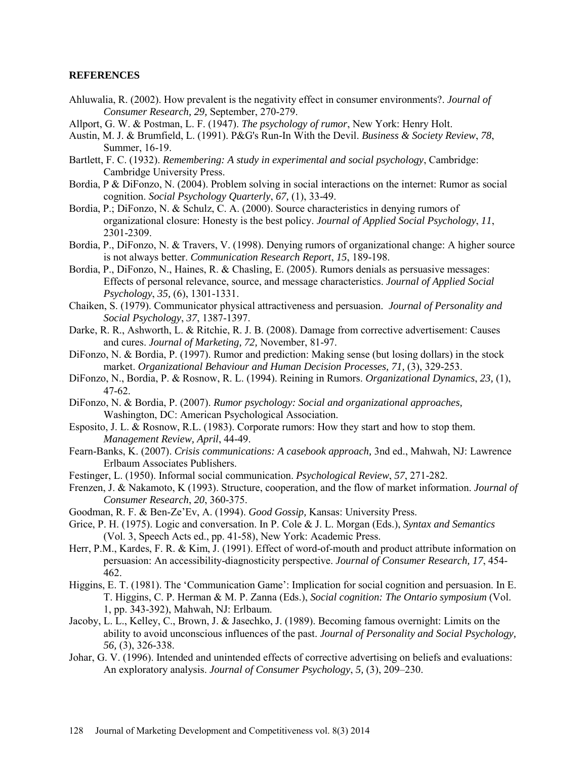**REFERENCES**

Ahluwalia, R. (2002). How prevalent is the negativity effect in consumer environments?. *Journal of Consumer Research, 29,* September, 270-279.

Allport, G. W. & Postman, L. F. (1947). *The psychology of rumor*, New York: Henry Holt.

Austin, M. J. & Brumfield, L. (1991). P&G's Run-In With the Devil. *Business & Society Review*, *78*, Summer, 16-19.

Bartlett, F. C. (1932). *Remembering: A study in experimental and social psychology*, Cambridge: Cambridge University Press.

Bordia, P & DiFonzo, N. (2004). Problem solving in social interactions on the internet: Rumor as social cognition. *Social Psychology Quarterly*, *67,* (1), 33-49.

Bordia, P.; DiFonzo, N. & Schulz, C. A. (2000). Source characteristics in denying rumors of organizational closure: Honesty is the best policy. *Journal of Applied Social Psychology*, *11*, 2301-2309.

Bordia, P., DiFonzo, N. & Travers, V. (1998). Denying rumors of organizational change: A higher source is not always better. *Communication Research Report*, *15*, 189-198.

Bordia, P., DiFonzo, N., Haines, R. & Chasling, E. (2005). Rumors denials as persuasive messages: Effects of personal relevance, source, and message characteristics. *Journal of Applied Social Psychology*, *35,* (6), 1301-1331.

Chaiken, S. (1979). Communicator physical attractiveness and persuasion. *Journal of Personality and Social Psychology*, *37*, 1387-1397.

Darke, R. R., Ashworth, L. & Ritchie, R. J. B. (2008). Damage from corrective advertisement: Causes and cures. *Journal of Marketing, 72,* November, 81-97.

DiFonzo, N. & Bordia, P. (1997). Rumor and prediction: Making sense (but losing dollars) in the stock market. *Organizational Behaviour and Human Decision Processes, 71,* (3), 329-253.

DiFonzo, N., Bordia, P. & Rosnow, R. L. (1994). Reining in Rumors. *Organizational Dynamics*, *23,* (1), 47-62.

DiFonzo, N. & Bordia, P. (2007). *Rumor psychology: Social and organizational approaches,* Washington, DC: American Psychological Association.

Esposito, J. L. & Rosnow, R.L. (1983). Corporate rumors: How they start and how to stop them. *Management Review, April*, 44-49.

Fearn-Banks, K. (2007). *Crisis communications: A casebook approach,* 3nd ed., Mahwah, NJ: Lawrence Erlbaum Associates Publishers.

Festinger, L. (1950). Informal social communication. *Psychological Review*, *57*, 271-282.

Frenzen, J. & Nakamoto, K (1993). Structure, cooperation, and the flow of market information. *Journal of Consumer Research*, *20*, 360-375.

Goodman, R. F. & Ben-Ze'Ev, A. (1994). *Good Gossip,* Kansas: University Press.

Grice, P. H. (1975). Logic and conversation. In P. Cole & J. L. Morgan (Eds.), *Syntax and Semantics* (Vol. 3, Speech Acts ed., pp. 41-58), New York: Academic Press.

Herr, P.M., Kardes, F. R. & Kim, J. (1991). Effect of word-of-mouth and product attribute information on persuasion: An accessibility-diagnosticity perspective. *Journal of Consumer Research, 17*, 454-462.

Higgins, E. T. (1981). The 'Communication Game': Implication for social cognition and persuasion. In E. T. Higgins, C. P. Herman & M. P. Zanna (Eds.), *Social cognition: The Ontario symposium* (Vol. 1, pp. 343-392), Mahwah, NJ: Erlbaum.

Jacoby, L. L., Kelley, C., Brown, J. & Jasechko, J. (1989). Becoming famous overnight: Limits on the ability to avoid unconscious influences of the past. *Journal of Personality and Social Psychology, 56,* (3), 326-338.

Johar, G. V. (1996). Intended and unintended effects of corrective advertising on beliefs and evaluations: An exploratory analysis. *Journal of Consumer Psychology*, *5,* (3), 209–230.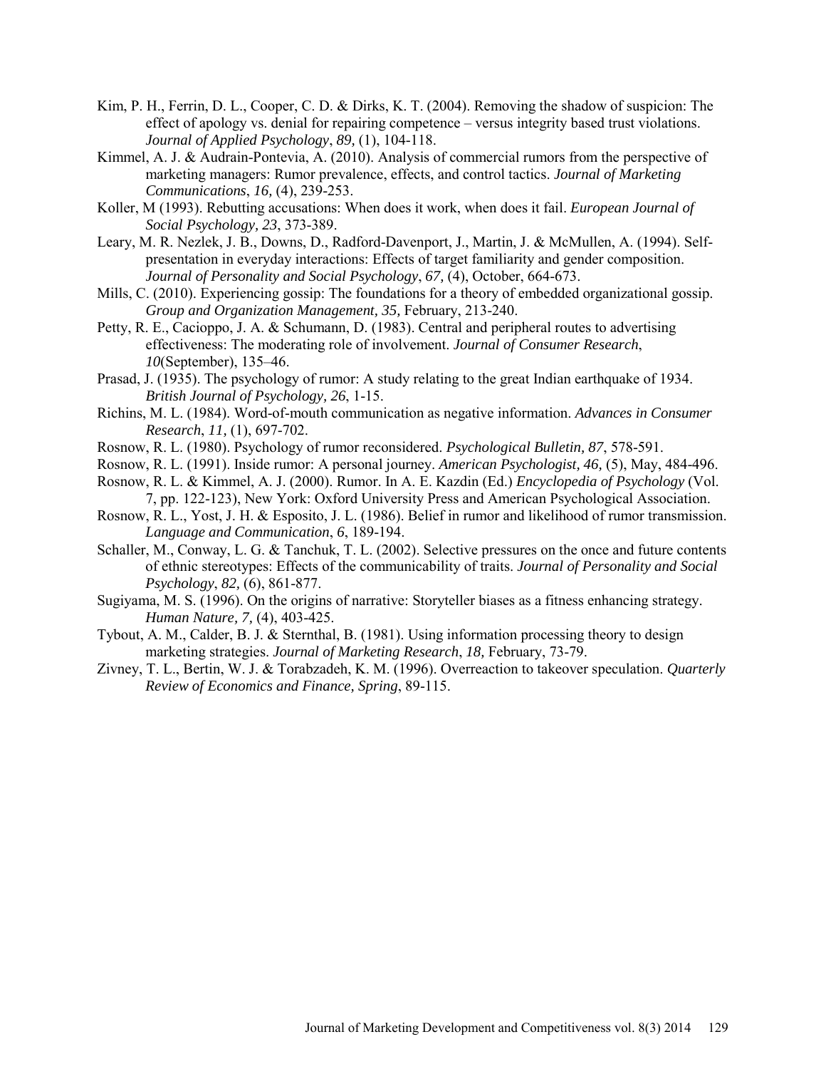Kim, P. H., Ferrin, D. L., Cooper, C. D. & Dirks, K. T. (2004). Removing the shadow of suspicion: The effect of apology vs. denial for repairing competence – versus integrity based trust violations. *Journal of Applied Psychology*, *89,* (1), 104-118.

Kimmel, A. J. & Audrain-Pontevia, A. (2010). Analysis of commercial rumors from the perspective of marketing managers: Rumor prevalence, effects, and control tactics. *Journal of Marketing Communications*, *16,* (4), 239-253.

Koller, M (1993). Rebutting accusations: When does it work, when does it fail. *European Journal of Social Psychology, 23*, 373-389.

Leary, M. R. Nezlek, J. B., Downs, D., Radford-Davenport, J., Martin, J. & McMullen, A. (1994). Self-presentation in everyday interactions: Effects of target familiarity and gender composition. *Journal of Personality and Social Psychology*, *67,* (4), October, 664-673.

Mills, C. (2010). Experiencing gossip: The foundations for a theory of embedded organizational gossip. *Group and Organization Management, 35,* February, 213-240.

Petty, R. E., Cacioppo, J. A. & Schumann, D. (1983). Central and peripheral routes to advertising effectiveness: The moderating role of involvement. *Journal of Consumer Research*, *10*(September), 135–46.

Prasad, J. (1935). The psychology of rumor: A study relating to the great Indian earthquake of 1934. *British Journal of Psychology, 26*, 1-15.

Richins, M. L. (1984). Word-of-mouth communication as negative information. *Advances in Consumer Research*, *11,* (1), 697-702.

Rosnow, R. L. (1980). Psychology of rumor reconsidered. *Psychological Bulletin, 87*, 578-591.

Rosnow, R. L. (1991). Inside rumor: A personal journey. *American Psychologist, 46,* (5), May, 484-496.

Rosnow, R. L. & Kimmel, A. J. (2000). Rumor. In A. E. Kazdin (Ed.) *Encyclopedia of Psychology* (Vol. 7, pp. 122-123), New York: Oxford University Press and American Psychological Association.

Rosnow, R. L., Yost, J. H. & Esposito, J. L. (1986). Belief in rumor and likelihood of rumor transmission. *Language and Communication*, *6*, 189-194.

Schaller, M., Conway, L. G. & Tanchuk, T. L. (2002). Selective pressures on the once and future contents of ethnic stereotypes: Effects of the communicability of traits. *Journal of Personality and Social Psychology*, *82,* (6), 861-877.

Sugiyama, M. S. (1996). On the origins of narrative: Storyteller biases as a fitness enhancing strategy. *Human Nature, 7,* (4), 403-425.

Tybout, A. M., Calder, B. J. & Sternthal, B. (1981). Using information processing theory to design marketing strategies. *Journal of Marketing Research*, *18,* February, 73-79.

Zivney, T. L., Bertin, W. J. & Torabzadeh, K. M. (1996). Overreaction to takeover speculation. *Quarterly Review of Economics and Finance, Spring*, 89-115.